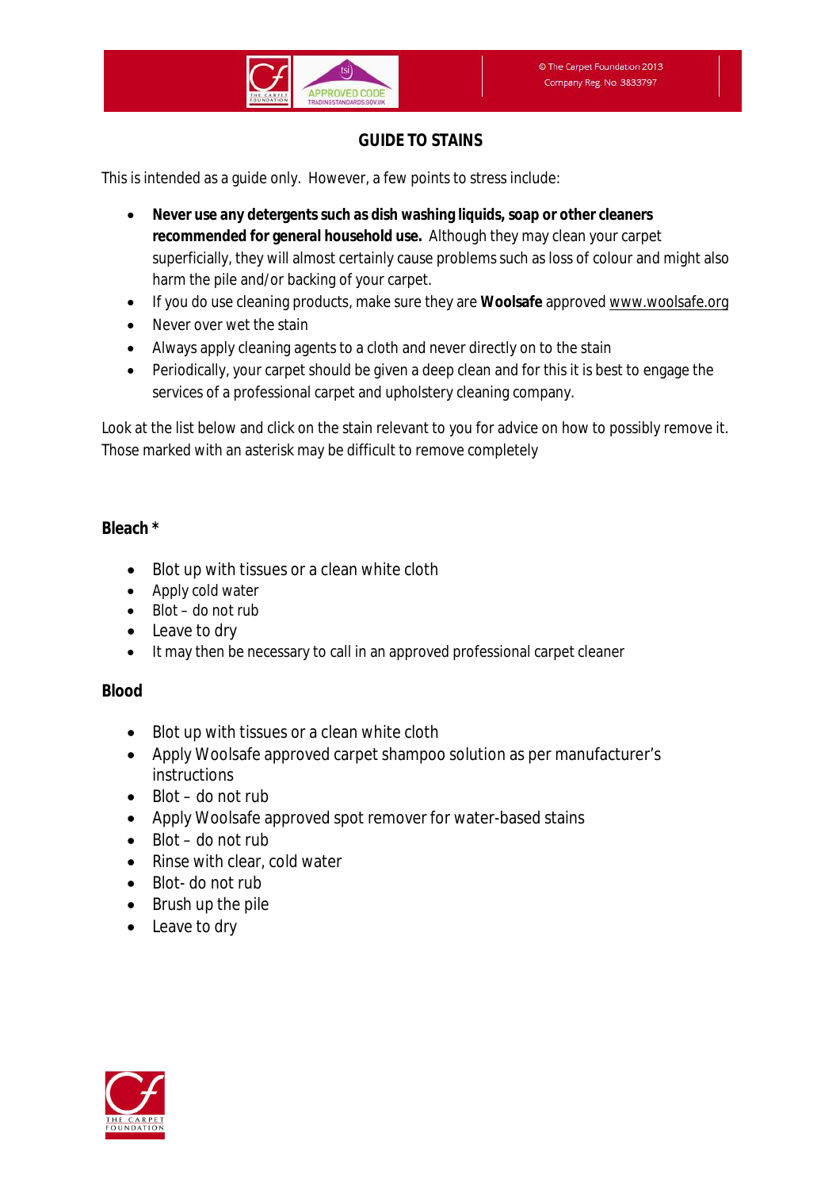# GUIDE TO STAINS

This is intended as a guide only. However, a few points to stress include:

- **Never use any detergents such as dish washing liquids, soap or other cleaners recommended for general household use.** Although they may clean your carpet superficially, they will almost certainly cause problems such as loss of colour and might also harm the pile and/or backing of your carpet.
- If you do use cleaning products, make sure they are **Woolsafe** approved www.woolsafe.org
- Never over wet the stain
- Always apply cleaning agents to a cloth and never directly on to the stain
- Periodically, your carpet should be given a deep clean and for this it is best to engage the services of a professional carpet and upholstery cleaning company.

Look at the list below and click on the stain relevant to you for advice on how to possibly remove it. Those marked with an asterisk may be difficult to remove completely

## Bleach *

- Blot up with tissues or a clean white cloth
- Apply cold water
- Blot – do not rub
- Leave to dry
- It may then be necessary to call in an approved professional carpet cleaner

## Blood

- Blot up with tissues or a clean white cloth
- Apply Woolsafe approved carpet shampoo solution as per manufacturer's instructions
- Blot – do not rub
- Apply Woolsafe approved spot remover for water-based stains
- Blot – do not rub
- Rinse with clear, cold water
- Blot- do not rub
- Brush up the pile
- Leave to dry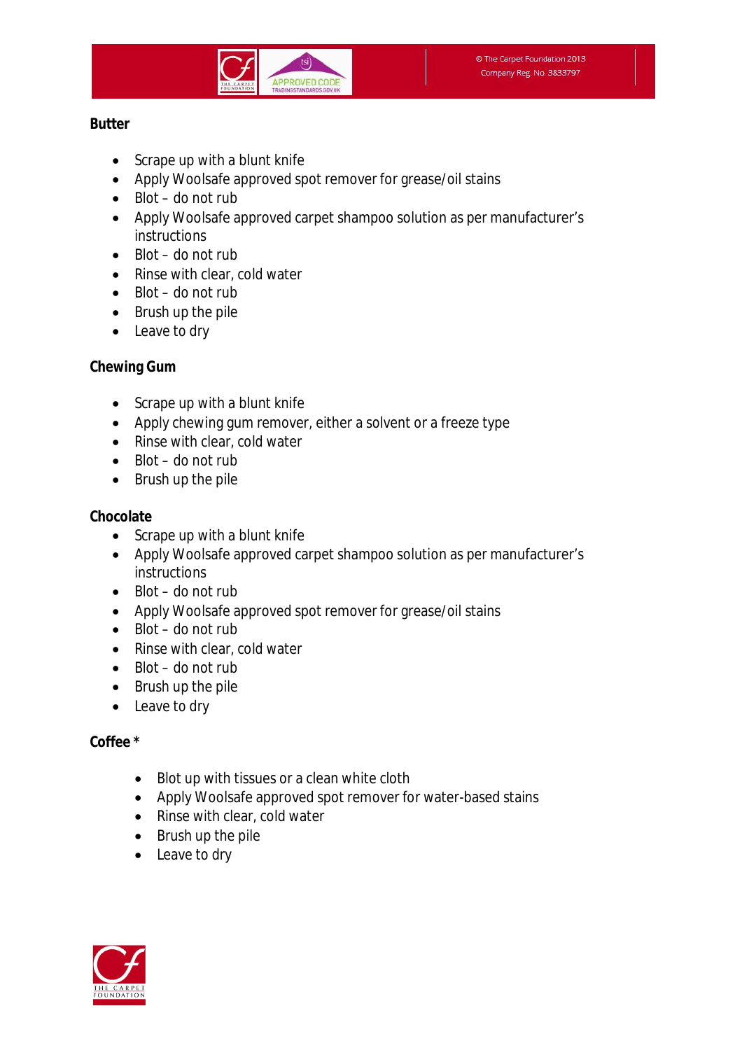**Butter**

- Scrape up with a blunt knife
- Apply Woolsafe approved spot remover for grease/oil stains
- Blot – do not rub
- Apply Woolsafe approved carpet shampoo solution as per manufacturer's instructions
- Blot – do not rub
- Rinse with clear, cold water
- Blot – do not rub
- Brush up the pile
- Leave to dry

**Chewing Gum**

- Scrape up with a blunt knife
- Apply chewing gum remover, either a solvent or a freeze type
- Rinse with clear, cold water
- Blot – do not rub
- Brush up the pile

**Chocolate**

- Scrape up with a blunt knife
- Apply Woolsafe approved carpet shampoo solution as per manufacturer's instructions
- Blot – do not rub
- Apply Woolsafe approved spot remover for grease/oil stains
- Blot – do not rub
- Rinse with clear, cold water
- Blot – do not rub
- Brush up the pile
- Leave to dry

**Coffee ***

- Blot up with tissues or a clean white cloth
- Apply Woolsafe approved spot remover for water-based stains
- Rinse with clear, cold water
- Brush up the pile
- Leave to dry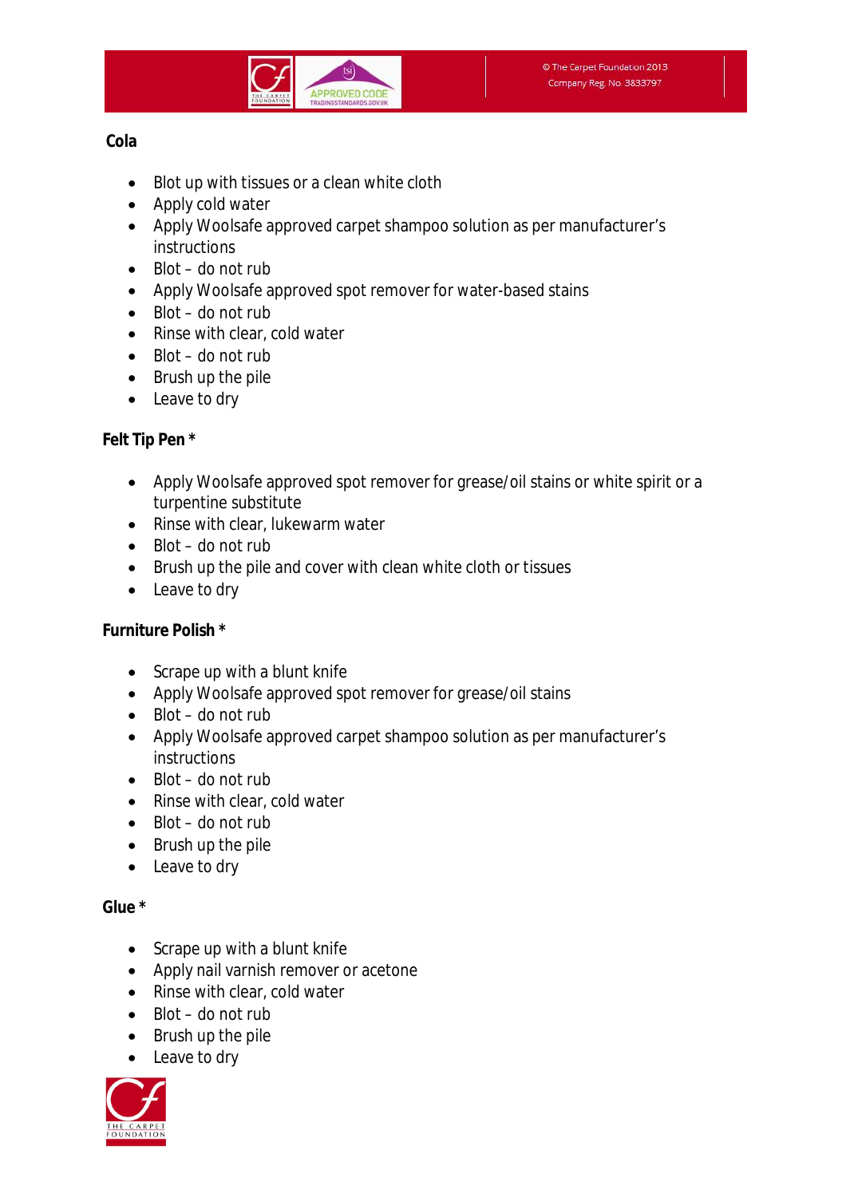**Cola**

- Blot up with tissues or a clean white cloth
- Apply cold water
- Apply Woolsafe approved carpet shampoo solution as per manufacturer's instructions
- Blot – do not rub
- Apply Woolsafe approved spot remover for water-based stains
- Blot – do not rub
- Rinse with clear, cold water
- Blot – do not rub
- Brush up the pile
- Leave to dry

**Felt Tip Pen ***

- Apply Woolsafe approved spot remover for grease/oil stains or white spirit or a turpentine substitute
- Rinse with clear, lukewarm water
- Blot – do not rub
- Brush up the pile and cover with clean white cloth or tissues
- Leave to dry

**Furniture Polish ***

- Scrape up with a blunt knife
- Apply Woolsafe approved spot remover for grease/oil stains
- Blot – do not rub
- Apply Woolsafe approved carpet shampoo solution as per manufacturer's instructions
- Blot – do not rub
- Rinse with clear, cold water
- Blot – do not rub
- Brush up the pile
- Leave to dry

**Glue ***

- Scrape up with a blunt knife
- Apply nail varnish remover or acetone
- Rinse with clear, cold water
- Blot – do not rub
- Brush up the pile
- Leave to dry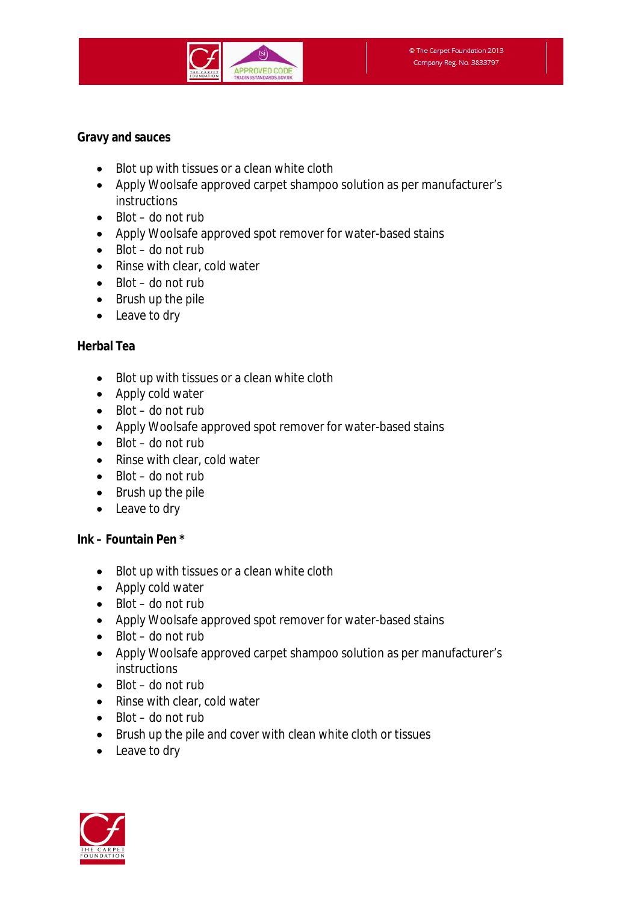**Gravy and sauces**

- Blot up with tissues or a clean white cloth
- Apply Woolsafe approved carpet shampoo solution as per manufacturer's instructions
- Blot – do not rub
- Apply Woolsafe approved spot remover for water-based stains
- Blot – do not rub
- Rinse with clear, cold water
- Blot – do not rub
- Brush up the pile
- Leave to dry

**Herbal Tea**

- Blot up with tissues or a clean white cloth
- Apply cold water
- Blot – do not rub
- Apply Woolsafe approved spot remover for water-based stains
- Blot – do not rub
- Rinse with clear, cold water
- Blot – do not rub
- Brush up the pile
- Leave to dry

**Ink – Fountain Pen** *

- Blot up with tissues or a clean white cloth
- Apply cold water
- Blot – do not rub
- Apply Woolsafe approved spot remover for water-based stains
- Blot – do not rub
- Apply Woolsafe approved carpet shampoo solution as per manufacturer's instructions
- Blot – do not rub
- Rinse with clear, cold water
- Blot – do not rub
- Brush up the pile and cover with clean white cloth or tissues
- Leave to dry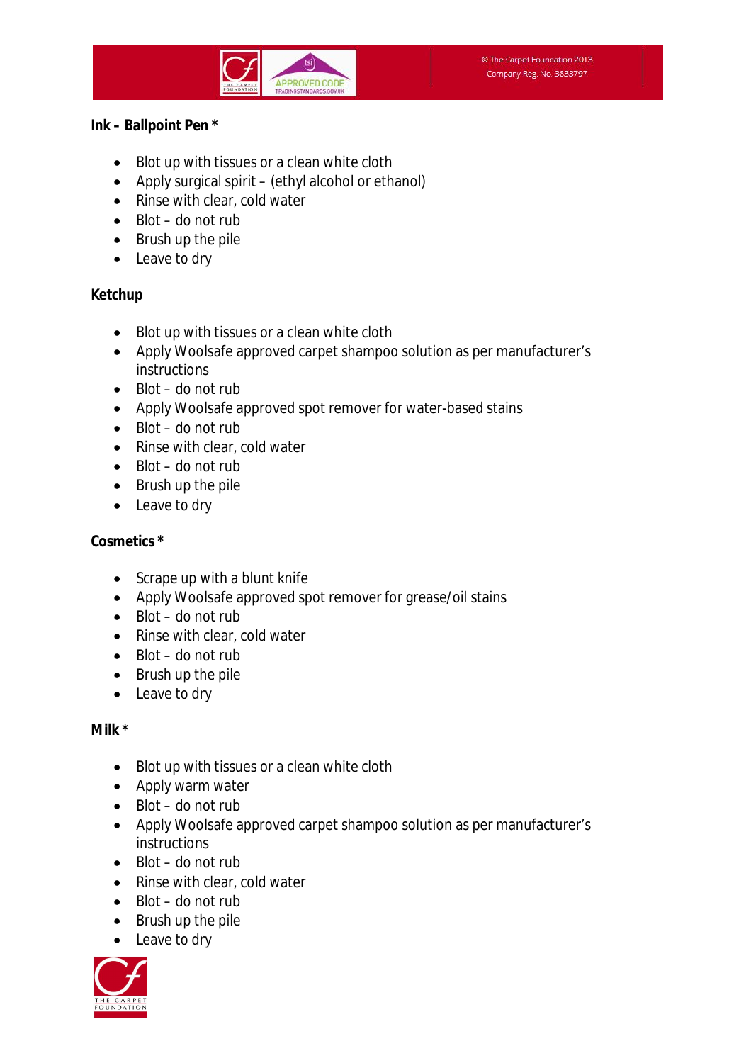**Ink – Ballpoint Pen ***

- Blot up with tissues or a clean white cloth
- Apply surgical spirit – (ethyl alcohol or ethanol)
- Rinse with clear, cold water
- Blot – do not rub
- Brush up the pile
- Leave to dry

**Ketchup**

- Blot up with tissues or a clean white cloth
- Apply Woolsafe approved carpet shampoo solution as per manufacturer's instructions
- Blot – do not rub
- Apply Woolsafe approved spot remover for water-based stains
- Blot – do not rub
- Rinse with clear, cold water
- Blot – do not rub
- Brush up the pile
- Leave to dry

**Cosmetics ***

- Scrape up with a blunt knife
- Apply Woolsafe approved spot remover for grease/oil stains
- Blot – do not rub
- Rinse with clear, cold water
- Blot – do not rub
- Brush up the pile
- Leave to dry

**Milk ***

- Blot up with tissues or a clean white cloth
- Apply warm water
- Blot – do not rub
- Apply Woolsafe approved carpet shampoo solution as per manufacturer's instructions
- Blot – do not rub
- Rinse with clear, cold water
- Blot – do not rub
- Brush up the pile
- Leave to dry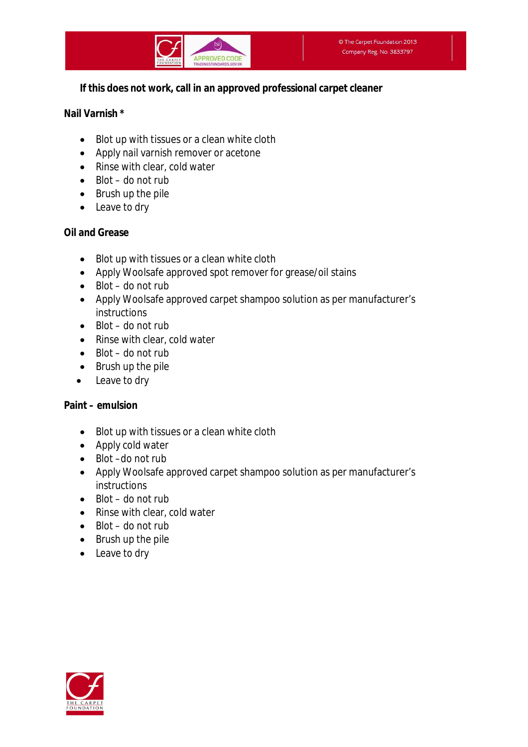**If this does not work, call in an approved professional carpet cleaner**

**Nail Varnish ***

- Blot up with tissues or a clean white cloth
- Apply nail varnish remover or acetone
- Rinse with clear, cold water
- Blot – do not rub
- Brush up the pile
- Leave to dry

**Oil and Grease**

- Blot up with tissues or a clean white cloth
- Apply Woolsafe approved spot remover for grease/oil stains
- Blot – do not rub
- Apply Woolsafe approved carpet shampoo solution as per manufacturer's instructions
- Blot – do not rub
- Rinse with clear, cold water
- Blot – do not rub
- Brush up the pile
- Leave to dry

**Paint – emulsion**

- Blot up with tissues or a clean white cloth
- Apply cold water
- Blot –do not rub
- Apply Woolsafe approved carpet shampoo solution as per manufacturer's instructions
- Blot – do not rub
- Rinse with clear, cold water
- Blot – do not rub
- Brush up the pile
- Leave to dry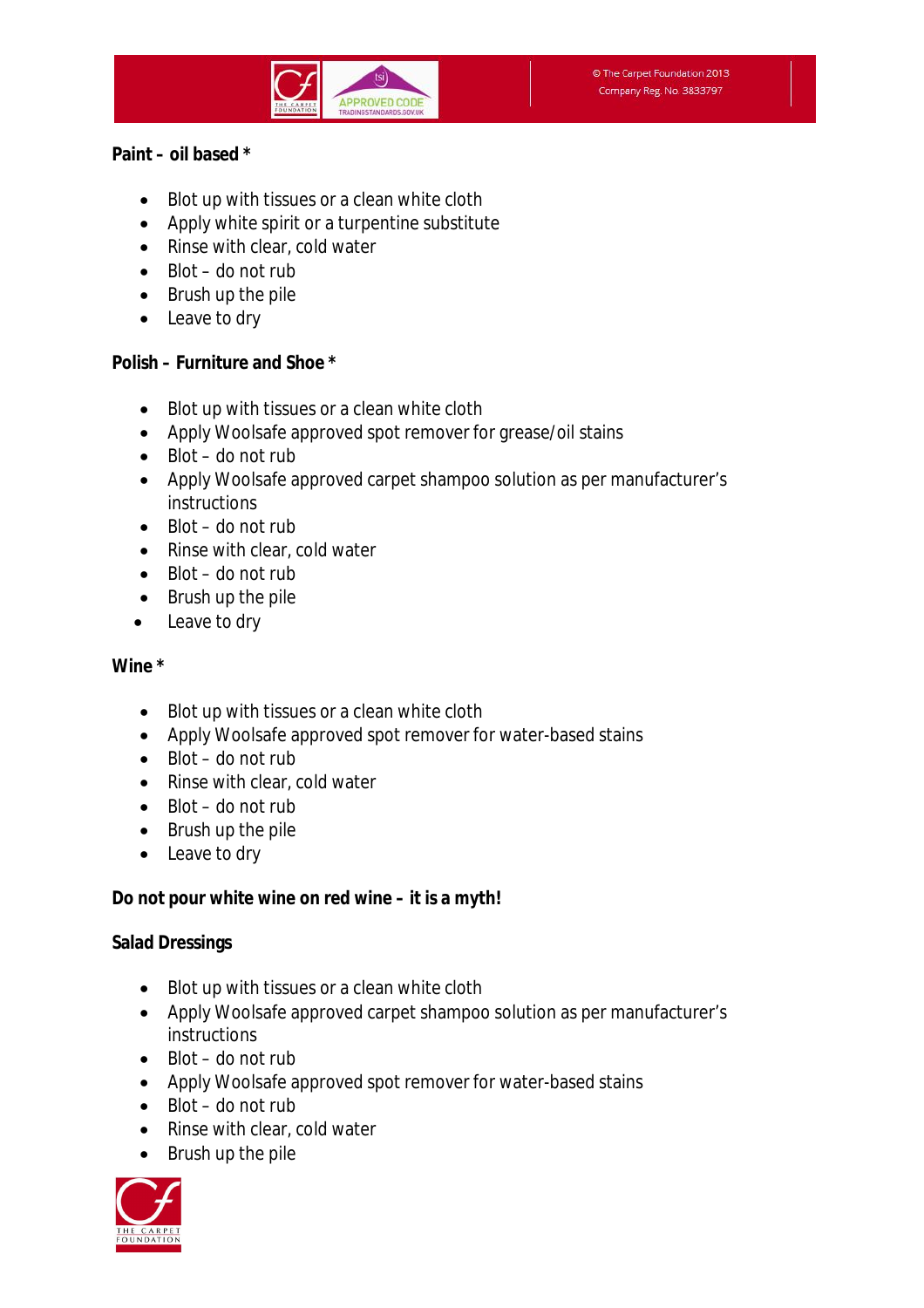**Paint – oil based ***

- Blot up with tissues or a clean white cloth
- Apply white spirit or a turpentine substitute
- Rinse with clear, cold water
- Blot – do not rub
- Brush up the pile
- Leave to dry

**Polish – Furniture and Shoe ***

- Blot up with tissues or a clean white cloth
- Apply Woolsafe approved spot remover for grease/oil stains
- Blot – do not rub
- Apply Woolsafe approved carpet shampoo solution as per manufacturer's instructions
- Blot – do not rub
- Rinse with clear, cold water
- Blot – do not rub
- Brush up the pile
- Leave to dry

**Wine ***

- Blot up with tissues or a clean white cloth
- Apply Woolsafe approved spot remover for water-based stains
- Blot – do not rub
- Rinse with clear, cold water
- Blot – do not rub
- Brush up the pile
- Leave to dry

**Do not pour white wine on red wine – it is a myth!**

**Salad Dressings**

- Blot up with tissues or a clean white cloth
- Apply Woolsafe approved carpet shampoo solution as per manufacturer's instructions
- Blot – do not rub
- Apply Woolsafe approved spot remover for water-based stains
- Blot – do not rub
- Rinse with clear, cold water
- Brush up the pile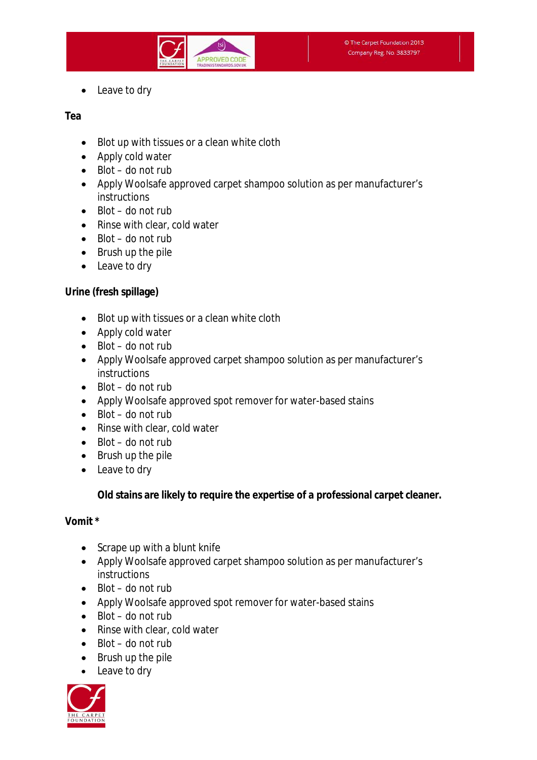- Leave to dry

**Tea**

- Blot up with tissues or a clean white cloth
- Apply cold water
- Blot – do not rub
- Apply Woolsafe approved carpet shampoo solution as per manufacturer's instructions
- Blot – do not rub
- Rinse with clear, cold water
- Blot – do not rub
- Brush up the pile
- Leave to dry

**Urine (fresh spillage)**

- Blot up with tissues or a clean white cloth
- Apply cold water
- Blot – do not rub
- Apply Woolsafe approved carpet shampoo solution as per manufacturer's instructions
- Blot – do not rub
- Apply Woolsafe approved spot remover for water-based stains
- Blot – do not rub
- Rinse with clear, cold water
- Blot – do not rub
- Brush up the pile
- Leave to dry

**Old stains are likely to require the expertise of a professional carpet cleaner.**

**Vomit ***

- Scrape up with a blunt knife
- Apply Woolsafe approved carpet shampoo solution as per manufacturer's instructions
- Blot – do not rub
- Apply Woolsafe approved spot remover for water-based stains
- Blot – do not rub
- Rinse with clear, cold water
- Blot – do not rub
- Brush up the pile
- Leave to dry